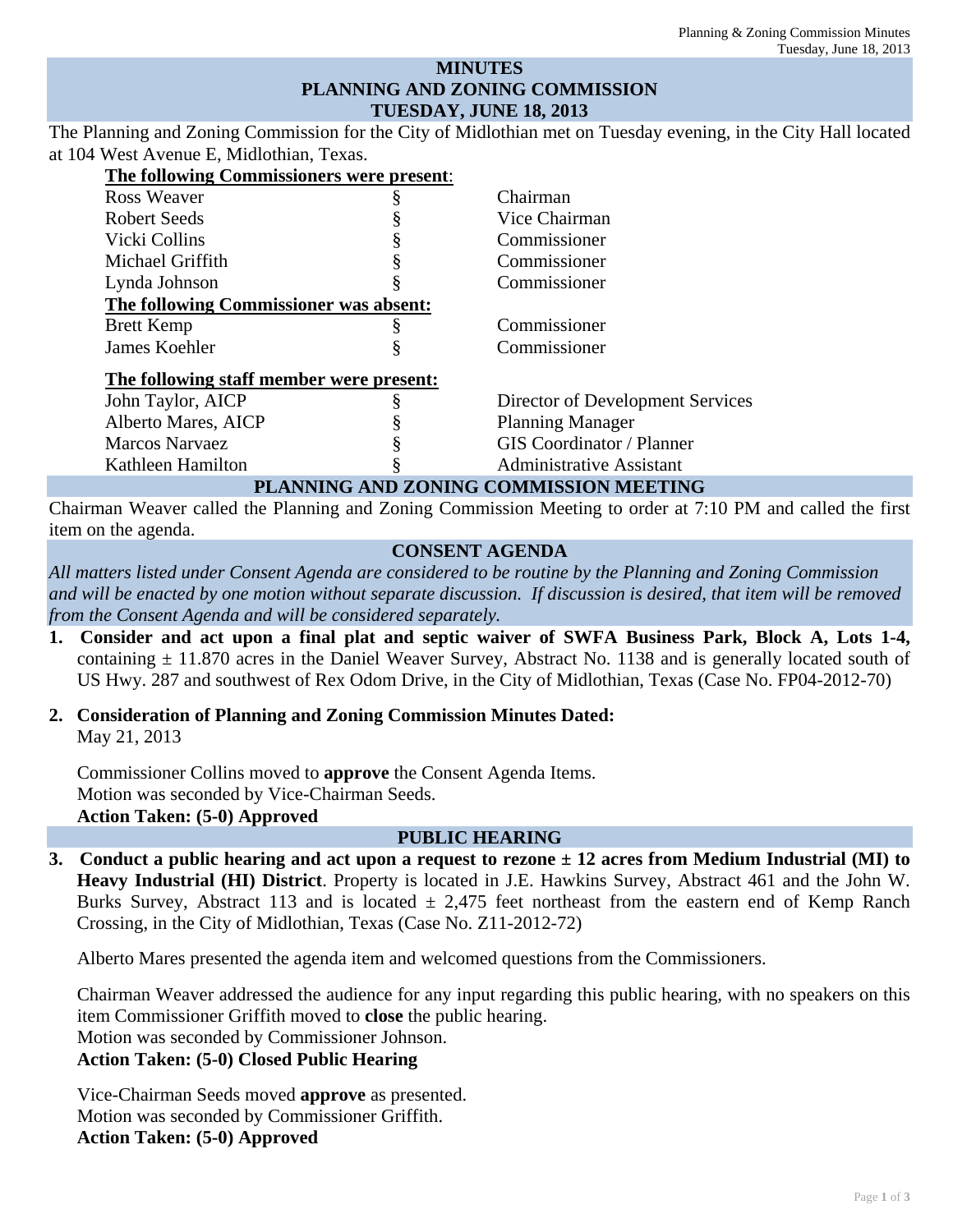# MINUTES
# PLANNING AND ZONING COMMISSION
# TUESDAY, JUNE 18, 2013

The Planning and Zoning Commission for the City of Midlothian met on Tuesday evening, in the City Hall located at 104 West Avenue E, Midlothian, Texas.

**The following Commissioners were present:**

| | | |
|---|---|---|
| Ross Weaver | § | Chairman |
| Robert Seeds | § | Vice Chairman |
| Vicki Collins | § | Commissioner |
| Michael Griffith | § | Commissioner |
| Lynda Johnson | § | Commissioner |

**The following Commissioner was absent:**

| | | |
|---|---|---|
| Brett Kemp | § | Commissioner |
| James Koehler | § | Commissioner |

**The following staff member were present:**

| | | |
|---|---|---|
| John Taylor, AICP | § | Director of Development Services |
| Alberto Mares, AICP | § | Planning Manager |
| Marcos Narvaez | § | GIS Coordinator / Planner |
| Kathleen Hamilton | § | Administrative Assistant |

## PLANNING AND ZONING COMMISSION MEETING

Chairman Weaver called the Planning and Zoning Commission Meeting to order at 7:10 PM and called the first item on the agenda.

## CONSENT AGENDA

*All matters listed under Consent Agenda are considered to be routine by the Planning and Zoning Commission and will be enacted by one motion without separate discussion. If discussion is desired, that item will be removed from the Consent Agenda and will be considered separately.*

1. **Consider and act upon a final plat and septic waiver of SWFA Business Park, Block A, Lots 1-4,** containing ± 11.870 acres in the Daniel Weaver Survey, Abstract No. 1138 and is generally located south of US Hwy. 287 and southwest of Rex Odom Drive, in the City of Midlothian, Texas (Case No. FP04-2012-70)

2. **Consideration of Planning and Zoning Commission Minutes Dated:**
   May 21, 2013

   Commissioner Collins moved to **approve** the Consent Agenda Items.
   Motion was seconded by Vice-Chairman Seeds.
   **Action Taken: (5-0) Approved**

## PUBLIC HEARING

3. **Conduct a public hearing and act upon a request to rezone ± 12 acres from Medium Industrial (MI) to Heavy Industrial (HI) District**. Property is located in J.E. Hawkins Survey, Abstract 461 and the John W. Burks Survey, Abstract 113 and is located ± 2,475 feet northeast from the eastern end of Kemp Ranch Crossing, in the City of Midlothian, Texas (Case No. Z11-2012-72)

   Alberto Mares presented the agenda item and welcomed questions from the Commissioners.

   Chairman Weaver addressed the audience for any input regarding this public hearing, with no speakers on this item Commissioner Griffith moved to **close** the public hearing.
   Motion was seconded by Commissioner Johnson.
   **Action Taken: (5-0) Closed Public Hearing**

   Vice-Chairman Seeds moved **approve** as presented.
   Motion was seconded by Commissioner Griffith.
   **Action Taken: (5-0) Approved**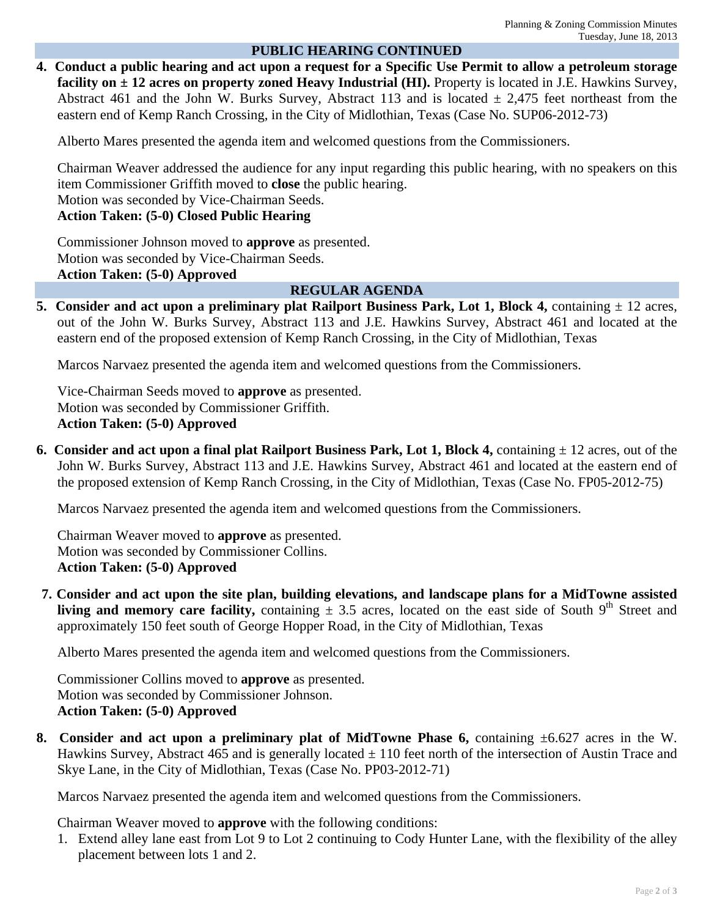## PUBLIC HEARING CONTINUED

**4. Conduct a public hearing and act upon a request for a Specific Use Permit to allow a petroleum storage facility on ± 12 acres on property zoned Heavy Industrial (HI).** Property is located in J.E. Hawkins Survey, Abstract 461 and the John W. Burks Survey, Abstract 113 and is located ± 2,475 feet northeast from the eastern end of Kemp Ranch Crossing, in the City of Midlothian, Texas (Case No. SUP06-2012-73)

Alberto Mares presented the agenda item and welcomed questions from the Commissioners.

Chairman Weaver addressed the audience for any input regarding this public hearing, with no speakers on this item Commissioner Griffith moved to **close** the public hearing.
Motion was seconded by Vice-Chairman Seeds.
**Action Taken: (5-0) Closed Public Hearing**

Commissioner Johnson moved to **approve** as presented.
Motion was seconded by Vice-Chairman Seeds.
**Action Taken: (5-0) Approved**

## REGULAR AGENDA

**5. Consider and act upon a preliminary plat Railport Business Park, Lot 1, Block 4,** containing ± 12 acres, out of the John W. Burks Survey, Abstract 113 and J.E. Hawkins Survey, Abstract 461 and located at the eastern end of the proposed extension of Kemp Ranch Crossing, in the City of Midlothian, Texas

Marcos Narvaez presented the agenda item and welcomed questions from the Commissioners.

Vice-Chairman Seeds moved to **approve** as presented.
Motion was seconded by Commissioner Griffith.
**Action Taken: (5-0) Approved**

**6. Consider and act upon a final plat Railport Business Park, Lot 1, Block 4,** containing ± 12 acres, out of the John W. Burks Survey, Abstract 113 and J.E. Hawkins Survey, Abstract 461 and located at the eastern end of the proposed extension of Kemp Ranch Crossing, in the City of Midlothian, Texas (Case No. FP05-2012-75)

Marcos Narvaez presented the agenda item and welcomed questions from the Commissioners.

Chairman Weaver moved to **approve** as presented.
Motion was seconded by Commissioner Collins.
**Action Taken: (5-0) Approved**

**7. Consider and act upon the site plan, building elevations, and landscape plans for a MidTowne assisted living and memory care facility,** containing ± 3.5 acres, located on the east side of South 9th Street and approximately 150 feet south of George Hopper Road, in the City of Midlothian, Texas

Alberto Mares presented the agenda item and welcomed questions from the Commissioners.

Commissioner Collins moved to **approve** as presented.
Motion was seconded by Commissioner Johnson.
**Action Taken: (5-0) Approved**

**8. Consider and act upon a preliminary plat of MidTowne Phase 6,** containing ±6.627 acres in the W. Hawkins Survey, Abstract 465 and is generally located ± 110 feet north of the intersection of Austin Trace and Skye Lane, in the City of Midlothian, Texas (Case No. PP03-2012-71)

Marcos Narvaez presented the agenda item and welcomed questions from the Commissioners.

Chairman Weaver moved to **approve** with the following conditions:

1. Extend alley lane east from Lot 9 to Lot 2 continuing to Cody Hunter Lane, with the flexibility of the alley placement between lots 1 and 2.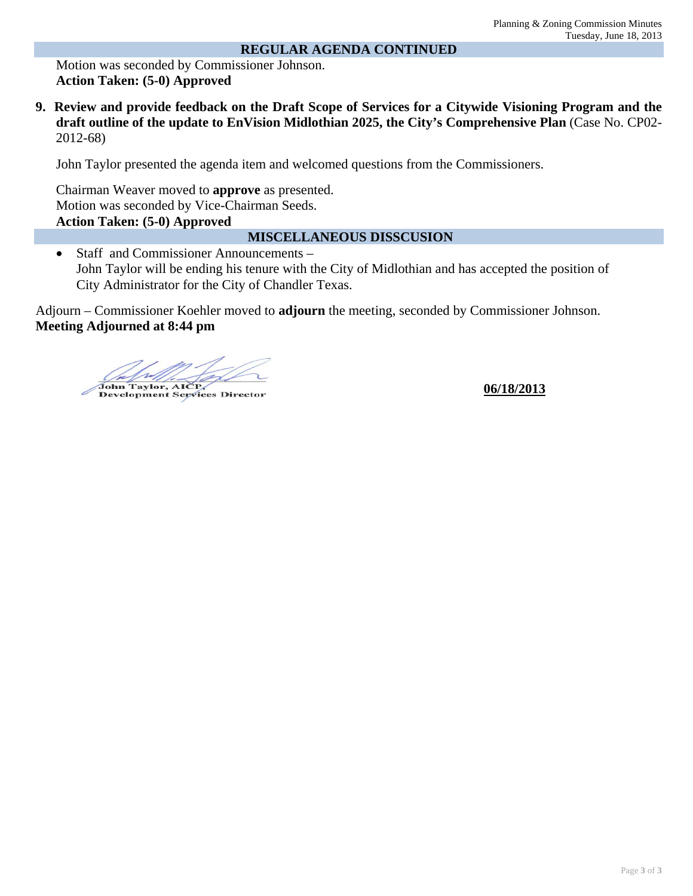## REGULAR AGENDA CONTINUED

Motion was seconded by Commissioner Johnson.
**Action Taken: (5-0) Approved**

**9. Review and provide feedback on the Draft Scope of Services for a Citywide Visioning Program and the draft outline of the update to EnVision Midlothian 2025, the City's Comprehensive Plan** (Case No. CP02-2012-68)

John Taylor presented the agenda item and welcomed questions from the Commissioners.

Chairman Weaver moved to **approve** as presented.
Motion was seconded by Vice-Chairman Seeds.
**Action Taken: (5-0) Approved**

## MISCELLANEOUS DISSCUSION

- Staff and Commissioner Announcements –
  John Taylor will be ending his tenure with the City of Midlothian and has accepted the position of City Administrator for the City of Chandler Texas.

Adjourn – Commissioner Koehler moved to **adjourn** the meeting, seconded by Commissioner Johnson.
**Meeting Adjourned at 8:44 pm**

John Taylor, AICP,
Development Services Director

**06/18/2013**